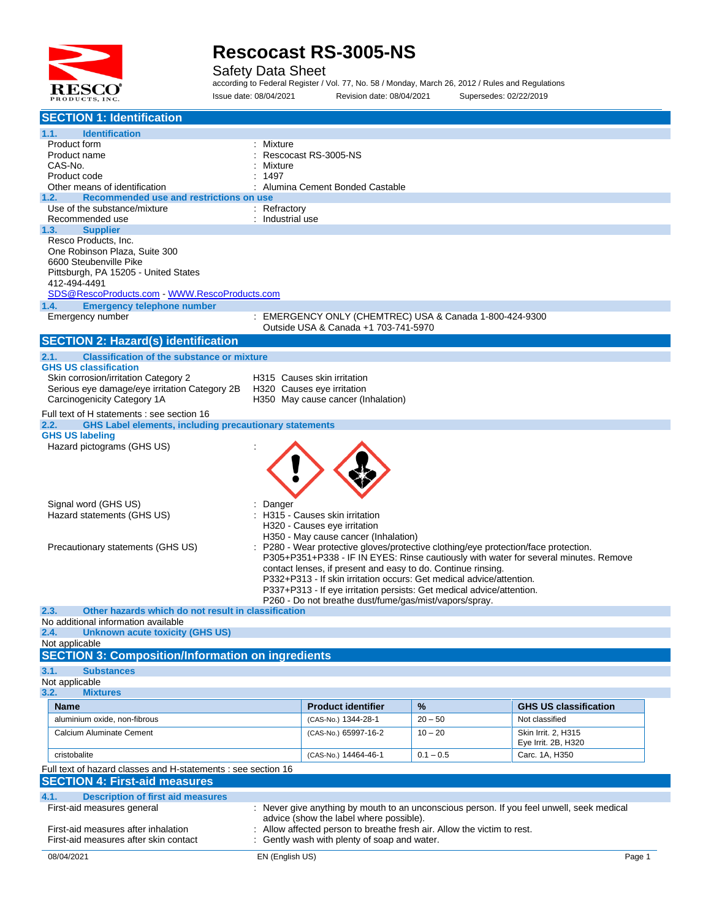# Rescocast RS-3005-NS

Safety Data Sheet

according to Federal Register / Vol. 77, No. 58 / Monday, March 26, 2012 / Rules and Regulations

Issue date: 08/04/2021 Revision date: 08/04/2021 Supersedes: 02/22/2019

## SECTION 1: Identification

### 1.1. Identification

Product form : Mixture

Product name : Rescocast RS-3005-NS

CAS-No. : Mixture

Product code : 1497

Other means of identification : Alumina Cement Bonded Castable

### 1.2. Recommended use and restrictions on use

Use of the substance/mixture : Refractory

Recommended use : Industrial use

### 1.3. Supplier

Resco Products, Inc.
One Robinson Plaza, Suite 300
6600 Steubenville Pike
Pittsburgh, PA 15205 - United States
412-494-4491
SDS@RescoProducts.com - WWW.RescoProducts.com

### 1.4. Emergency telephone number

Emergency number : EMERGENCY ONLY (CHEMTREC) USA & Canada 1-800-424-9300
Outside USA & Canada +1 703-741-5970

## SECTION 2: Hazard(s) identification

### 2.1. Classification of the substance or mixture

**GHS US classification**

Skin corrosion/irritation Category 2 H315 Causes skin irritation
Serious eye damage/eye irritation Category 2B H320 Causes eye irritation
Carcinogenicity Category 1A H350 May cause cancer (Inhalation)

Full text of H statements : see section 16

### 2.2. GHS Label elements, including precautionary statements

**GHS US labeling**

Hazard pictograms (GHS US) :

Signal word (GHS US) : Danger

Hazard statements (GHS US) : H315 - Causes skin irritation
H320 - Causes eye irritation
H350 - May cause cancer (Inhalation)

Precautionary statements (GHS US) : P280 - Wear protective gloves/protective clothing/eye protection/face protection.
P305+P351+P338 - IF IN EYES: Rinse cautiously with water for several minutes. Remove contact lenses, if present and easy to do. Continue rinsing.
P332+P313 - If skin irritation occurs: Get medical advice/attention.
P337+P313 - If eye irritation persists: Get medical advice/attention.
P260 - Do not breathe dust/fume/gas/mist/vapors/spray.

### 2.3. Other hazards which do not result in classification

No additional information available

### 2.4. Unknown acute toxicity (GHS US)

Not applicable

## SECTION 3: Composition/Information on ingredients

### 3.1. Substances

Not applicable

### 3.2. Mixtures

| Name | Product identifier | % | GHS US classification |
|---|---|---|---|
| aluminium oxide, non-fibrous | (CAS-No.) 1344-28-1 | 20 – 50 | Not classified |
| Calcium Aluminate Cement | (CAS-No.) 65997-16-2 | 10 – 20 | Skin Irrit. 2, H315<br>Eye Irrit. 2B, H320 |
| cristobalite | (CAS-No.) 14464-46-1 | 0.1 – 0.5 | Carc. 1A, H350 |

Full text of hazard classes and H-statements : see section 16

## SECTION 4: First-aid measures

### 4.1. Description of first aid measures

First-aid measures general : Never give anything by mouth to an unconscious person. If you feel unwell, seek medical advice (show the label where possible).

First-aid measures after inhalation : Allow affected person to breathe fresh air. Allow the victim to rest.

First-aid measures after skin contact : Gently wash with plenty of soap and water.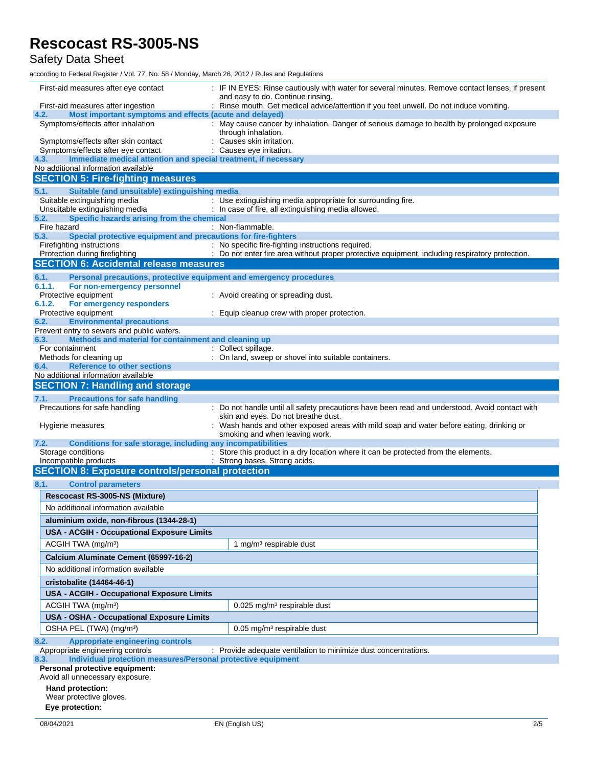| | |
|---|---|
| First-aid measures after eye contact | : IF IN EYES: Rinse cautiously with water for several minutes. Remove contact lenses, if present and easy to do. Continue rinsing. |
| First-aid measures after ingestion | : Rinse mouth. Get medical advice/attention if you feel unwell. Do not induce vomiting. |

### 4.2. Most important symptoms and effects (acute and delayed)

| | |
|---|---|
| Symptoms/effects after inhalation | : May cause cancer by inhalation. Danger of serious damage to health by prolonged exposure through inhalation. |
| Symptoms/effects after skin contact | : Causes skin irritation. |
| Symptoms/effects after eye contact | : Causes eye irritation. |

### 4.3. Immediate medical attention and special treatment, if necessary

No additional information available

## SECTION 5: Fire-fighting measures

### 5.1. Suitable (and unsuitable) extinguishing media

| | |
|---|---|
| Suitable extinguishing media | : Use extinguishing media appropriate for surrounding fire. |
| Unsuitable extinguishing media | : In case of fire, all extinguishing media allowed. |

### 5.2. Specific hazards arising from the chemical

| | |
|---|---|
| Fire hazard | : Non-flammable. |

### 5.3. Special protective equipment and precautions for fire-fighters

| | |
|---|---|
| Firefighting instructions | : No specific fire-fighting instructions required. |
| Protection during firefighting | : Do not enter fire area without proper protective equipment, including respiratory protection. |

## SECTION 6: Accidental release measures

### 6.1. Personal precautions, protective equipment and emergency procedures

#### 6.1.1. For non-emergency personnel

| | |
|---|---|
| Protective equipment | : Avoid creating or spreading dust. |

#### 6.1.2. For emergency responders

| | |
|---|---|
| Protective equipment | : Equip cleanup crew with proper protection. |

### 6.2. Environmental precautions

Prevent entry to sewers and public waters.

### 6.3. Methods and material for containment and cleaning up

| | |
|---|---|
| For containment | : Collect spillage. |
| Methods for cleaning up | : On land, sweep or shovel into suitable containers. |

### 6.4. Reference to other sections

No additional information available

## SECTION 7: Handling and storage

### 7.1. Precautions for safe handling

| | |
|---|---|
| Precautions for safe handling | : Do not handle until all safety precautions have been read and understood. Avoid contact with skin and eyes. Do not breathe dust. |
| Hygiene measures | : Wash hands and other exposed areas with mild soap and water before eating, drinking or smoking and when leaving work. |

### 7.2. Conditions for safe storage, including any incompatibilities

| | |
|---|---|
| Storage conditions | : Store this product in a dry location where it can be protected from the elements. |
| Incompatible products | : Strong bases. Strong acids. |

## SECTION 8: Exposure controls/personal protection

### 8.1. Control parameters

| **Rescocast RS-3005-NS (Mixture)** | |
|---|---|
| No additional information available | |
| **aluminium oxide, non-fibrous (1344-28-1)** | |
| **USA - ACGIH - Occupational Exposure Limits** | |
| ACGIH TWA (mg/m³) | 1 mg/m³ respirable dust |
| **Calcium Aluminate Cement (65997-16-2)** | |
| No additional information available | |
| **cristobalite (14464-46-1)** | |
| **USA - ACGIH - Occupational Exposure Limits** | |
| ACGIH TWA (mg/m³) | 0.025 mg/m³ respirable dust |
| **USA - OSHA - Occupational Exposure Limits** | |
| OSHA PEL (TWA) (mg/m³) | 0.05 mg/m³ respirable dust |

### 8.2. Appropriate engineering controls

| | |
|---|---|
| Appropriate engineering controls | : Provide adequate ventilation to minimize dust concentrations. |

### 8.3. Individual protection measures/Personal protective equipment

**Personal protective equipment:**
Avoid all unnecessary exposure.

**Hand protection:**
Wear protective gloves.

**Eye protection:**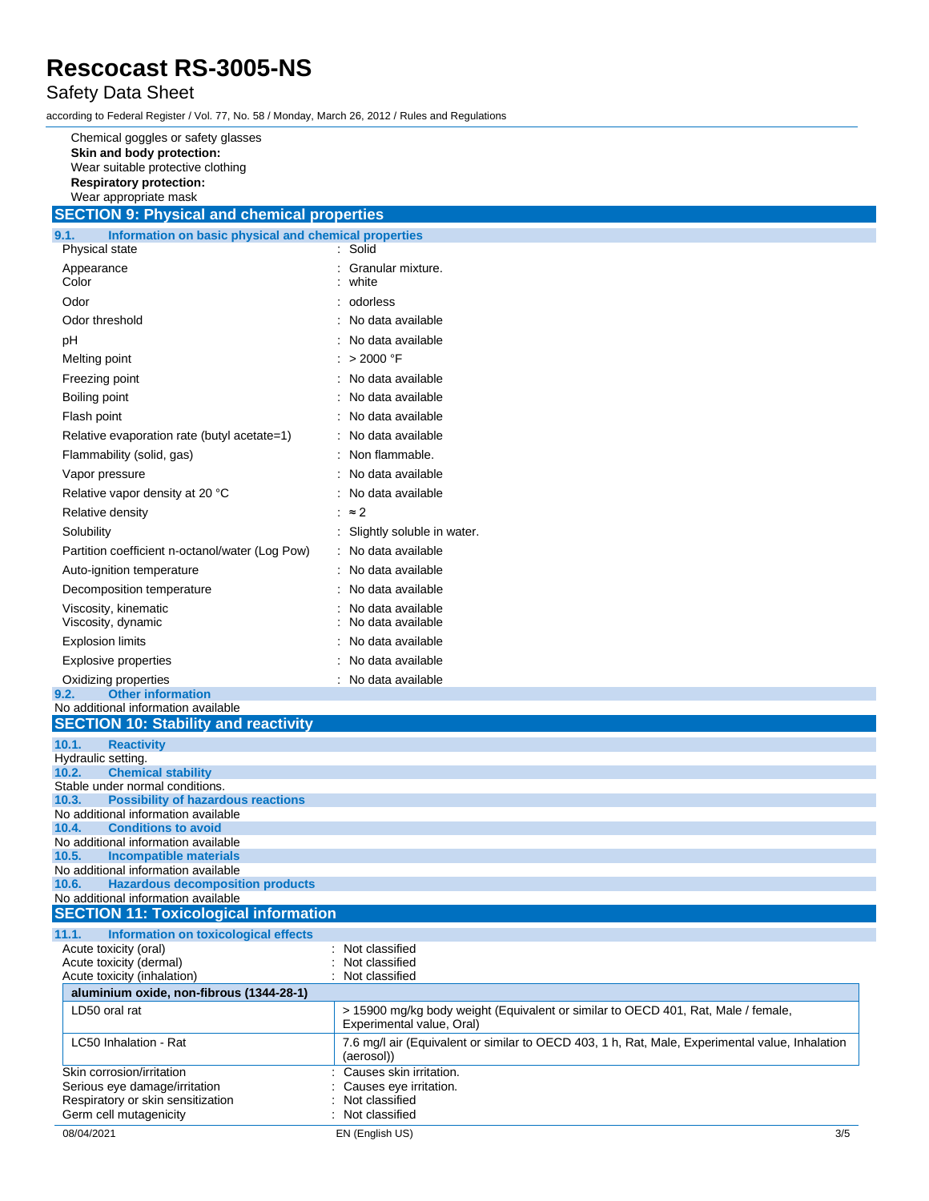Chemical goggles or safety glasses

**Skin and body protection:**

Wear suitable protective clothing

**Respiratory protection:**

Wear appropriate mask

## SECTION 9: Physical and chemical properties

### 9.1. Information on basic physical and chemical properties

| | |
|---|---|
| Physical state | : Solid |
| Appearance | : Granular mixture. |
| Color | : white |
| Odor | : odorless |
| Odor threshold | : No data available |
| pH | : No data available |
| Melting point | : > 2000 °F |
| Freezing point | : No data available |
| Boiling point | : No data available |
| Flash point | : No data available |
| Relative evaporation rate (butyl acetate=1) | : No data available |
| Flammability (solid, gas) | : Non flammable. |
| Vapor pressure | : No data available |
| Relative vapor density at 20 °C | : No data available |
| Relative density | : ≈ 2 |
| Solubility | : Slightly soluble in water. |
| Partition coefficient n-octanol/water (Log Pow) | : No data available |
| Auto-ignition temperature | : No data available |
| Decomposition temperature | : No data available |
| Viscosity, kinematic | : No data available |
| Viscosity, dynamic | : No data available |
| Explosion limits | : No data available |
| Explosive properties | : No data available |
| Oxidizing properties | : No data available |

### 9.2. Other information

No additional information available

## SECTION 10: Stability and reactivity

### 10.1. Reactivity

Hydraulic setting.

### 10.2. Chemical stability

Stable under normal conditions.

### 10.3. Possibility of hazardous reactions

No additional information available

### 10.4. Conditions to avoid

No additional information available

### 10.5. Incompatible materials

No additional information available

### 10.6. Hazardous decomposition products

No additional information available

## SECTION 11: Toxicological information

### 11.1. Information on toxicological effects

| | |
|---|---|
| Acute toxicity (oral) | : Not classified |
| Acute toxicity (dermal) | : Not classified |
| Acute toxicity (inhalation) | : Not classified |

| aluminium oxide, non-fibrous (1344-28-1) | |
|---|---|
| LD50 oral rat | > 15900 mg/kg body weight (Equivalent or similar to OECD 401, Rat, Male / female, Experimental value, Oral) |
| LC50 Inhalation - Rat | 7.6 mg/l air (Equivalent or similar to OECD 403, 1 h, Rat, Male, Experimental value, Inhalation (aerosol)) |

| | |
|---|---|
| Skin corrosion/irritation | : Causes skin irritation. |
| Serious eye damage/irritation | : Causes eye irritation. |
| Respiratory or skin sensitization | : Not classified |
| Germ cell mutagenicity | : Not classified |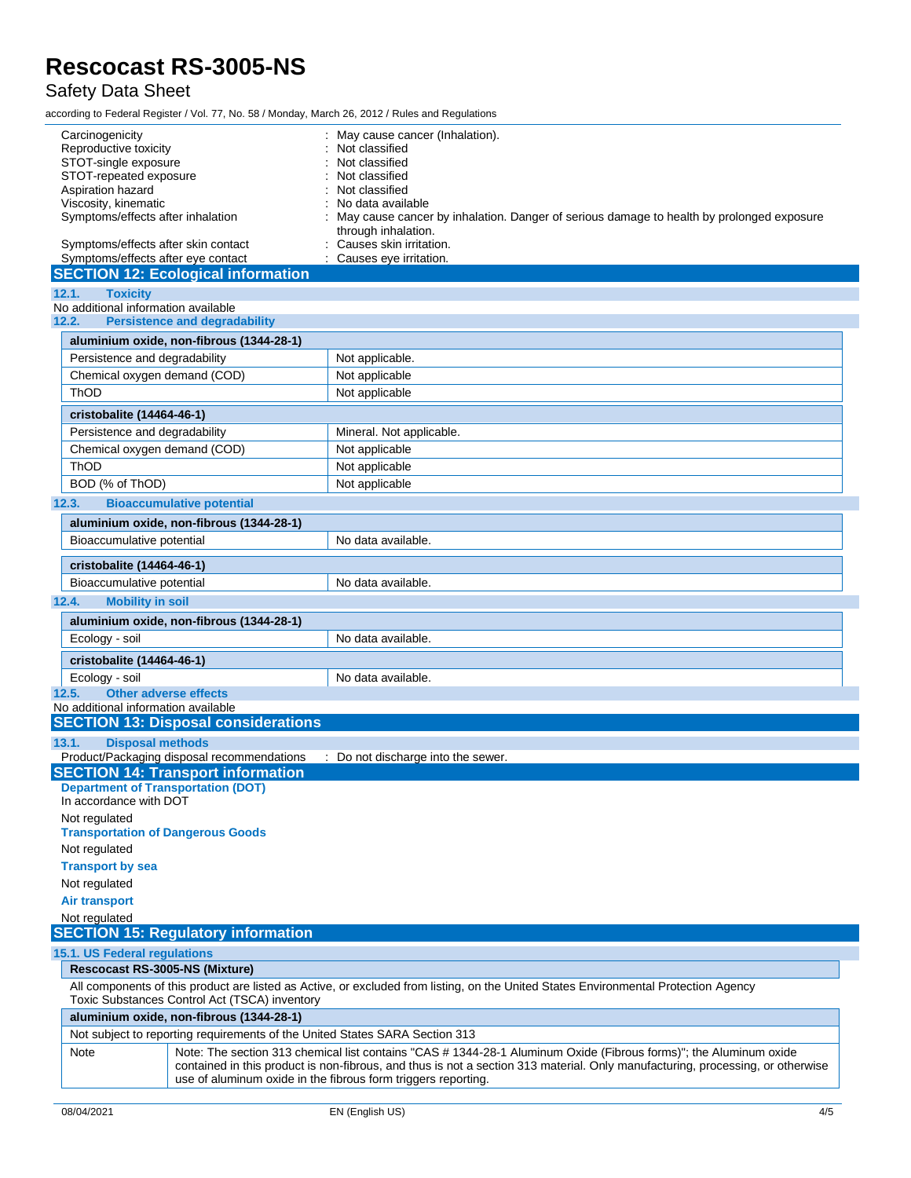| | |
|---|---|
| Carcinogenicity | : May cause cancer (Inhalation). |
| Reproductive toxicity | : Not classified |
| STOT-single exposure | : Not classified |
| STOT-repeated exposure | : Not classified |
| Aspiration hazard | : Not classified |
| Viscosity, kinematic | : No data available |
| Symptoms/effects after inhalation | : May cause cancer by inhalation. Danger of serious damage to health by prolonged exposure through inhalation. |
| Symptoms/effects after skin contact | : Causes skin irritation. |
| Symptoms/effects after eye contact | : Causes eye irritation. |

## SECTION 12: Ecological information

### 12.1. Toxicity

No additional information available

### 12.2. Persistence and degradability

| aluminium oxide, non-fibrous (1344-28-1) | |
|---|---|
| Persistence and degradability | Not applicable. |
| Chemical oxygen demand (COD) | Not applicable |
| ThOD | Not applicable |

| cristobalite (14464-46-1) | |
|---|---|
| Persistence and degradability | Mineral. Not applicable. |
| Chemical oxygen demand (COD) | Not applicable |
| ThOD | Not applicable |
| BOD (% of ThOD) | Not applicable |

### 12.3. Bioaccumulative potential

| aluminium oxide, non-fibrous (1344-28-1) | |
|---|---|
| Bioaccumulative potential | No data available. |

| cristobalite (14464-46-1) | |
|---|---|
| Bioaccumulative potential | No data available. |

### 12.4. Mobility in soil

| aluminium oxide, non-fibrous (1344-28-1) | |
|---|---|
| Ecology - soil | No data available. |

| cristobalite (14464-46-1) | |
|---|---|
| Ecology - soil | No data available. |

### 12.5. Other adverse effects

No additional information available

## SECTION 13: Disposal considerations

### 13.1. Disposal methods

Product/Packaging disposal recommendations : Do not discharge into the sewer.

## SECTION 14: Transport information

**Department of Transportation (DOT)**

In accordance with DOT

Not regulated

**Transportation of Dangerous Goods**

Not regulated

**Transport by sea**

Not regulated

**Air transport**

Not regulated

## SECTION 15: Regulatory information

### 15.1. US Federal regulations

**Rescocast RS-3005-NS (Mixture)**

All components of this product are listed as Active, or excluded from listing, on the United States Environmental Protection Agency Toxic Substances Control Act (TSCA) inventory

| aluminium oxide, non-fibrous (1344-28-1) | |
|---|---|
| Not subject to reporting requirements of the United States SARA Section 313 | |
| Note | Note: The section 313 chemical list contains "CAS # 1344-28-1 Aluminum Oxide (Fibrous forms)"; the Aluminum oxide contained in this product is non-fibrous, and thus is not a section 313 material. Only manufacturing, processing, or otherwise use of aluminum oxide in the fibrous form triggers reporting. |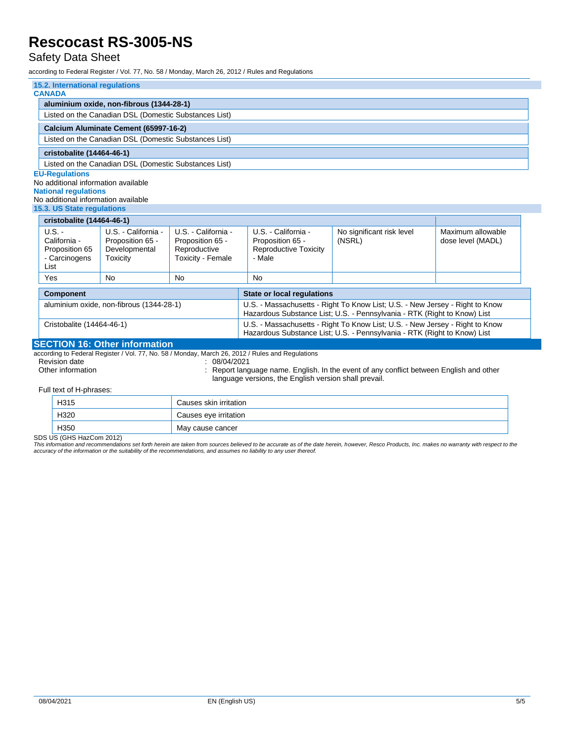### 15.2. International regulations

**CANADA**

| aluminium oxide, non-fibrous (1344-28-1) |
|---|
| Listed on the Canadian DSL (Domestic Substances List) |

| Calcium Aluminate Cement (65997-16-2) |
|---|
| Listed on the Canadian DSL (Domestic Substances List) |

| cristobalite (14464-46-1) |
|---|
| Listed on the Canadian DSL (Domestic Substances List) |

**EU-Regulations**

No additional information available

**National regulations**

No additional information available

### 15.3. US State regulations

| cristobalite (14464-46-1) | | | | | |
|---|---|---|---|---|---|
| U.S. - California - Proposition 65 - Carcinogens List | U.S. - California - Proposition 65 - Developmental Toxicity | U.S. - California - Proposition 65 - Reproductive Toxicity - Female | U.S. - California - Proposition 65 - Reproductive Toxicity - Male | No significant risk level (NSRL) | Maximum allowable dose level (MADL) |
| Yes | No | No | No | | |

| Component | State or local regulations |
|---|---|
| aluminium oxide, non-fibrous (1344-28-1) | U.S. - Massachusetts - Right To Know List; U.S. - New Jersey - Right to Know Hazardous Substance List; U.S. - Pennsylvania - RTK (Right to Know) List |
| Cristobalite (14464-46-1) | U.S. - Massachusetts - Right To Know List; U.S. - New Jersey - Right to Know Hazardous Substance List; U.S. - Pennsylvania - RTK (Right to Know) List |

## SECTION 16: Other information

according to Federal Register / Vol. 77, No. 58 / Monday, March 26, 2012 / Rules and Regulations

Revision date : 08/04/2021

Other information : Report language name. English. In the event of any conflict between English and other language versions, the English version shall prevail.

Full text of H-phrases:

| | |
|---|---|
| H315 | Causes skin irritation |
| H320 | Causes eye irritation |
| H350 | May cause cancer |

SDS US (GHS HazCom 2012)

*This information and recommendations set forth herein are taken from sources believed to be accurate as of the date herein, however, Resco Products, Inc. makes no warranty with respect to the accuracy of the information or the suitability of the recommendations, and assumes no liability to any user thereof.*